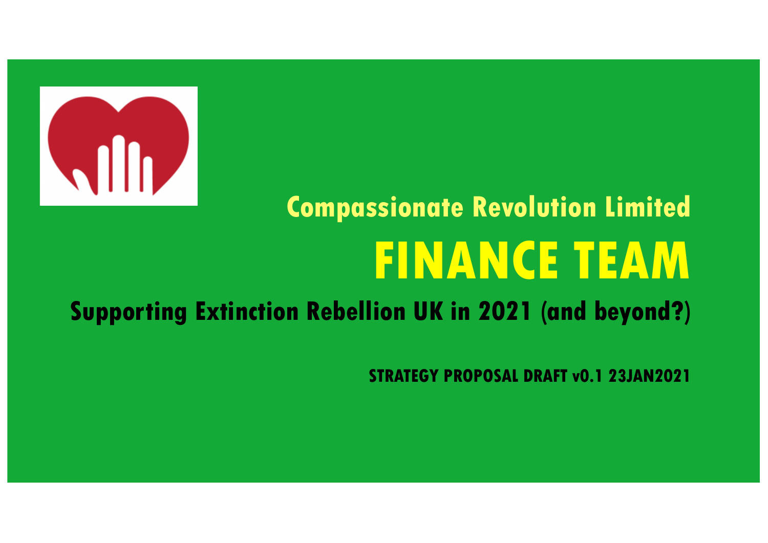## Compassionate Revolution Limited

# FINANCE TEAM

## Supporting Extinction Rebellion UK in 2021 (and beyond?)

**STRATEGY PROPOSAL DRAFT v0.1 23JAN2021**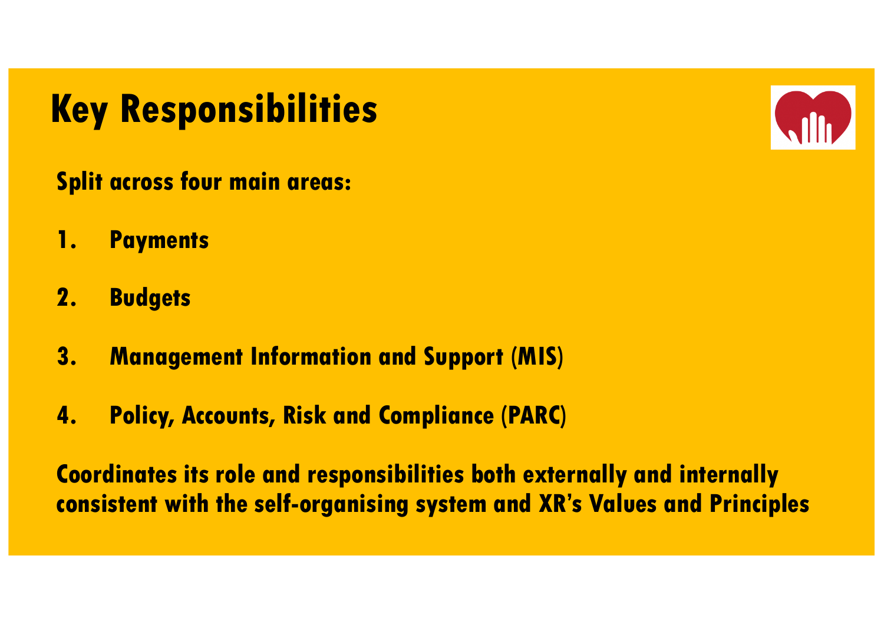# Key Responsibilities

**Split across four main areas:**

1. **Payments**
2. **Budgets**
3. **Management Information and Support (MIS)**
4. **Policy, Accounts, Risk and Compliance (PARC)**

**Coordinates its role and responsibilities both externally and internally consistent with the self-organising system and XR's Values and Principles**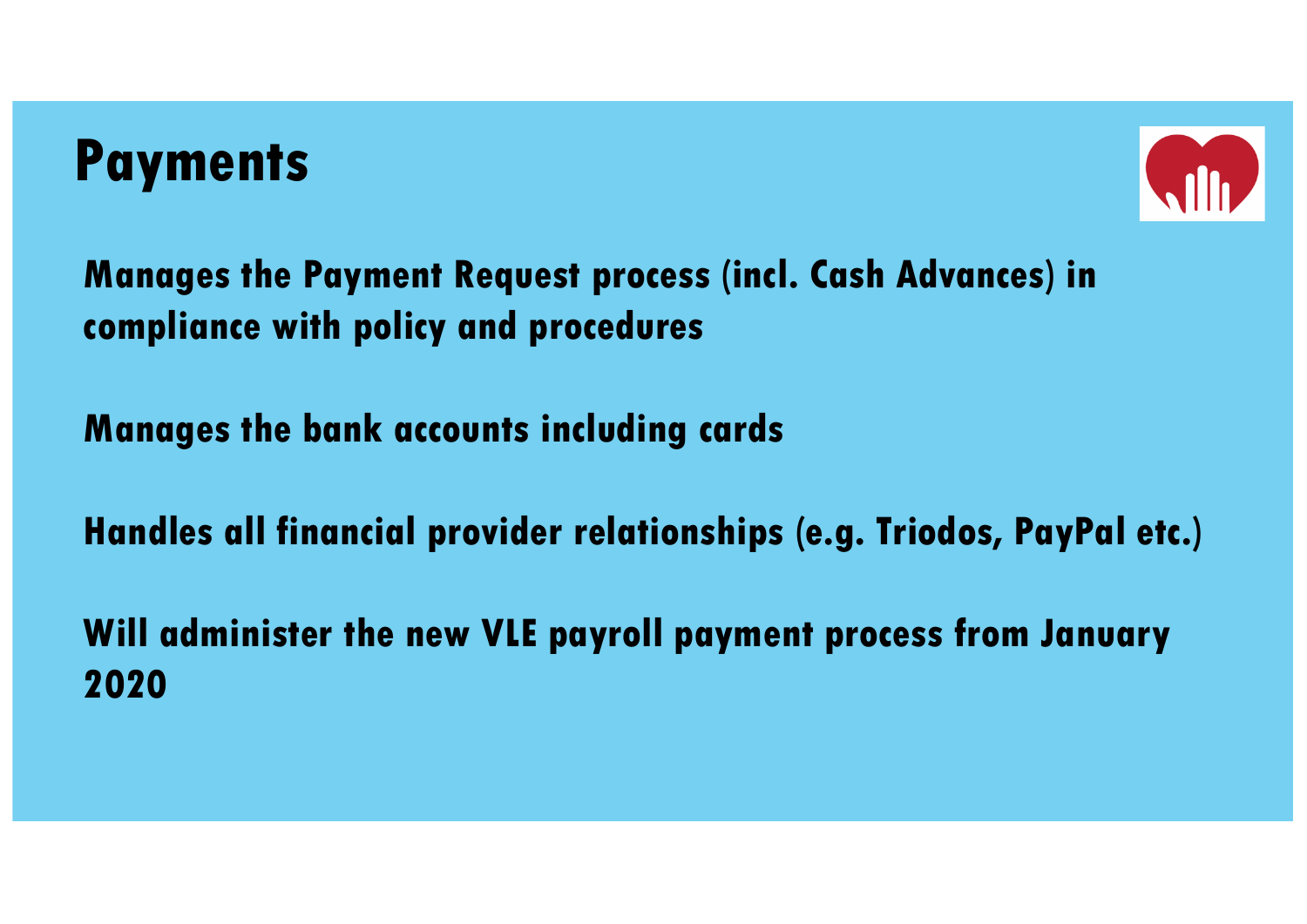# Payments

Manages the Payment Request process (incl. Cash Advances) in compliance with policy and procedures

Manages the bank accounts including cards

Handles all financial provider relationships (e.g. Triodos, PayPal etc.)

Will administer the new VLE payroll payment process from January 2020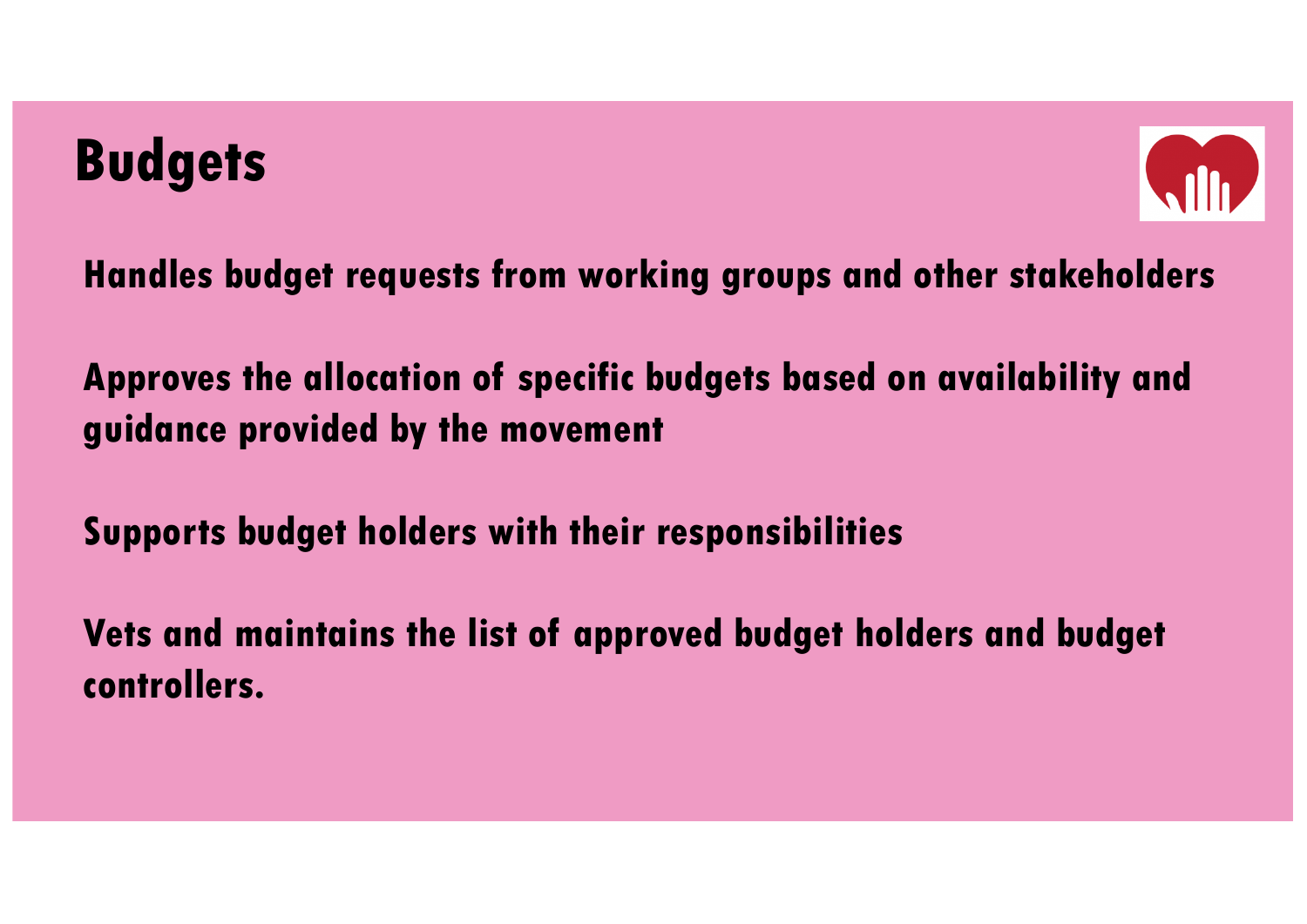# Budgets

Handles budget requests from working groups and other stakeholders

Approves the allocation of specific budgets based on availability and guidance provided by the movement

Supports budget holders with their responsibilities

Vets and maintains the list of approved budget holders and budget controllers.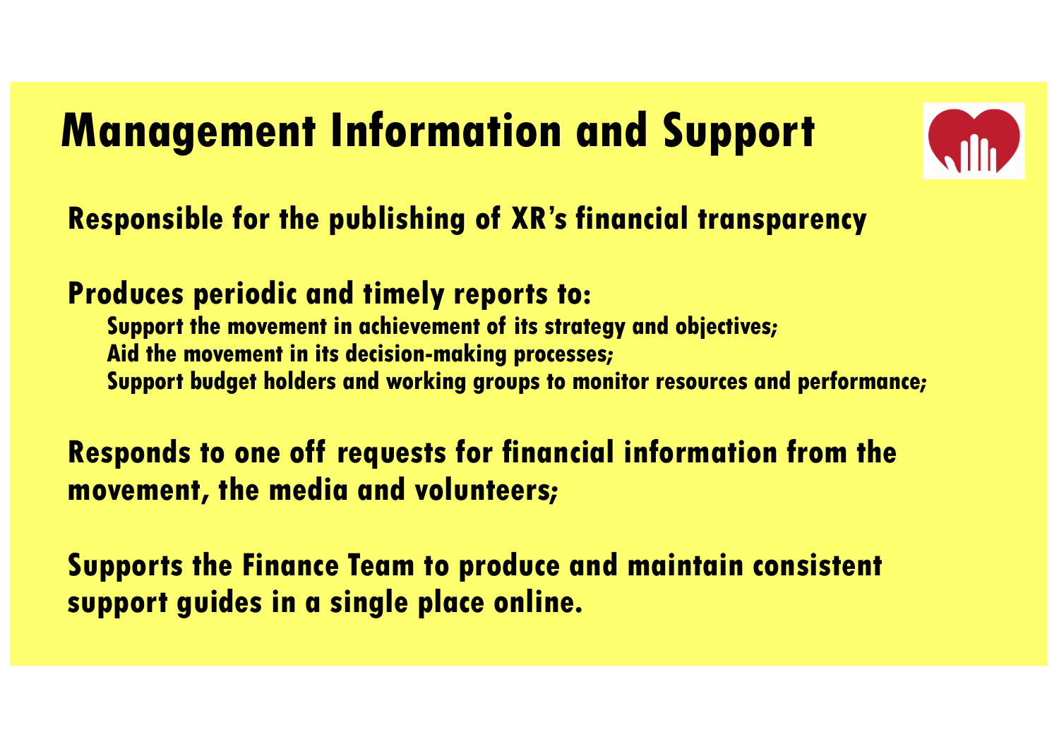# Management Information and Support

**Responsible for the publishing of XR's financial transparency**

**Produces periodic and timely reports to:**

- **Support the movement in achievement of its strategy and objectives;**
- **Aid the movement in its decision-making processes;**
- **Support budget holders and working groups to monitor resources and performance;**

**Responds to one off requests for financial information from the movement, the media and volunteers;**

**Supports the Finance Team to produce and maintain consistent support guides in a single place online.**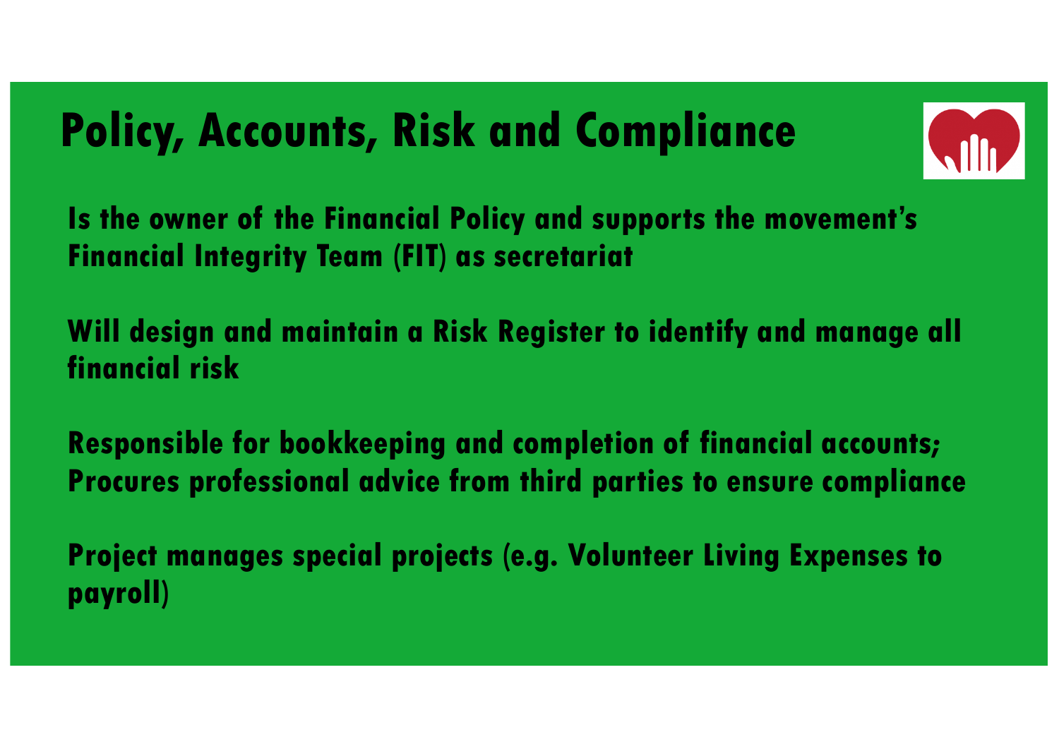# Policy, Accounts, Risk and Compliance

**Is the owner of the Financial Policy and supports the movement's Financial Integrity Team (FIT) as secretariat**

**Will design and maintain a Risk Register to identify and manage all financial risk**

**Responsible for bookkeeping and completion of financial accounts; Procures professional advice from third parties to ensure compliance**

**Project manages special projects (e.g. Volunteer Living Expenses to payroll)**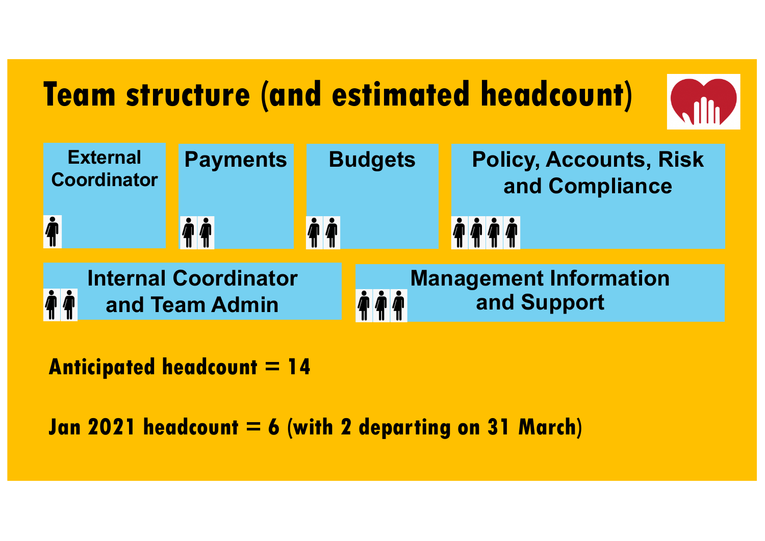# Team structure (and estimated headcount)

External Coordinator

Payments

Budgets

Policy, Accounts, Risk and Compliance

Internal Coordinator and Team Admin

Management Information and Support

**Anticipated headcount = 14**

**Jan 2021 headcount = 6 (with 2 departing on 31 March)**